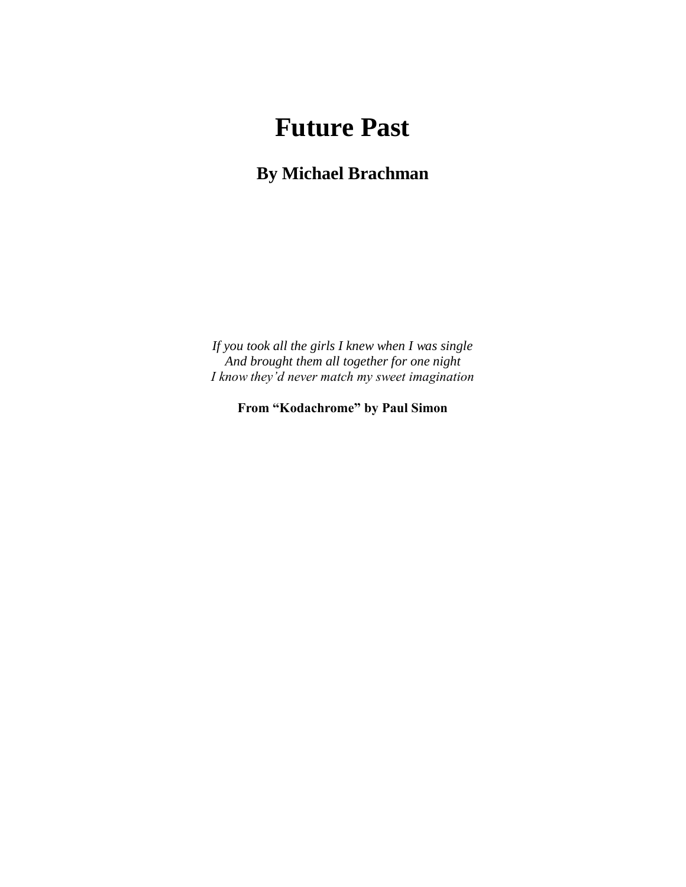# Future Past

## By Michael Brachman

*If you took all the girls I knew when I was single*
*And brought them all together for one night*
*I know they'd never match my sweet imagination*

**From "Kodachrome" by Paul Simon**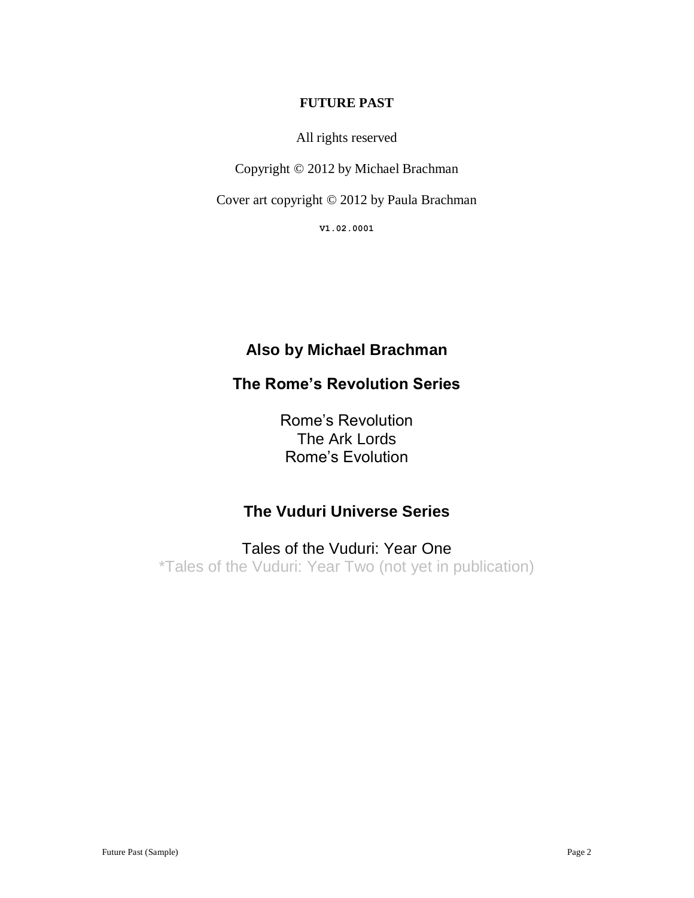**FUTURE PAST**

All rights reserved

Copyright © 2012 by Michael Brachman

Cover art copyright © 2012 by Paula Brachman

V1.02.0001

## Also by Michael Brachman

## The Rome's Revolution Series

Rome's Revolution
The Ark Lords
Rome's Evolution

## The Vuduri Universe Series

Tales of the Vuduri: Year One
*Tales of the Vuduri: Year Two (not yet in publication)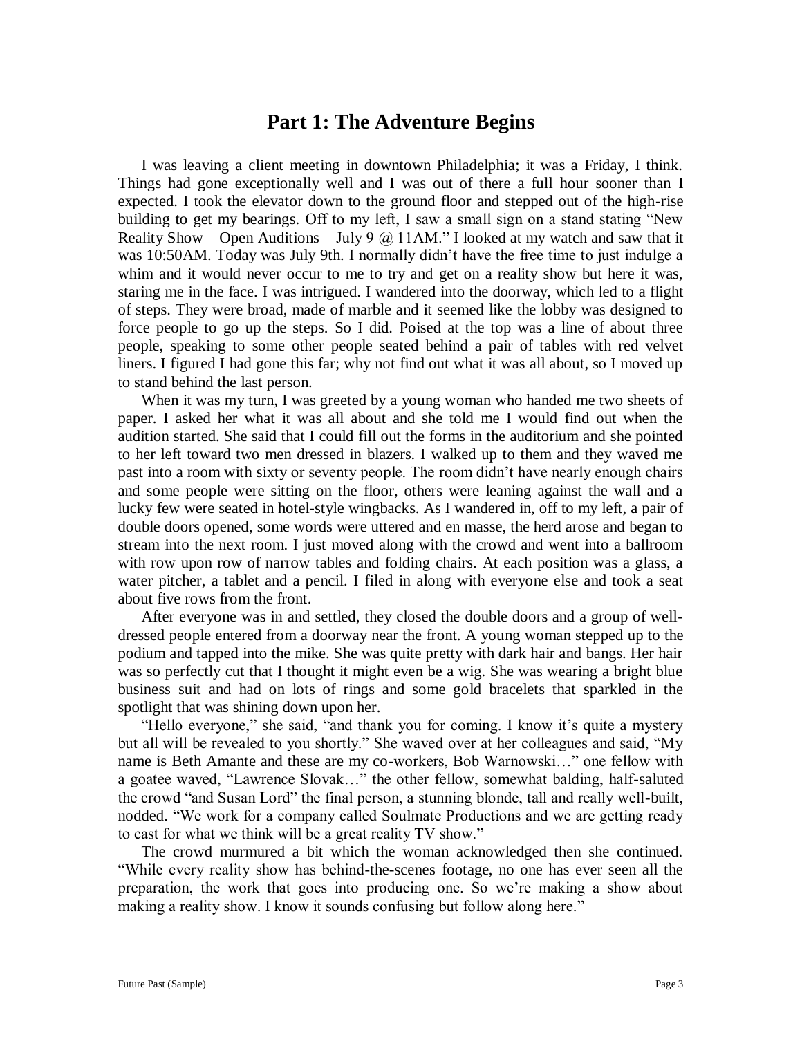## Part 1: The Adventure Begins

I was leaving a client meeting in downtown Philadelphia; it was a Friday, I think. Things had gone exceptionally well and I was out of there a full hour sooner than I expected. I took the elevator down to the ground floor and stepped out of the high-rise building to get my bearings. Off to my left, I saw a small sign on a stand stating "New Reality Show – Open Auditions – July 9 @ 11AM." I looked at my watch and saw that it was 10:50AM. Today was July 9th. I normally didn't have the free time to just indulge a whim and it would never occur to me to try and get on a reality show but here it was, staring me in the face. I was intrigued. I wandered into the doorway, which led to a flight of steps. They were broad, made of marble and it seemed like the lobby was designed to force people to go up the steps. So I did. Poised at the top was a line of about three people, speaking to some other people seated behind a pair of tables with red velvet liners. I figured I had gone this far; why not find out what it was all about, so I moved up to stand behind the last person.

When it was my turn, I was greeted by a young woman who handed me two sheets of paper. I asked her what it was all about and she told me I would find out when the audition started. She said that I could fill out the forms in the auditorium and she pointed to her left toward two men dressed in blazers. I walked up to them and they waved me past into a room with sixty or seventy people. The room didn't have nearly enough chairs and some people were sitting on the floor, others were leaning against the wall and a lucky few were seated in hotel-style wingbacks. As I wandered in, off to my left, a pair of double doors opened, some words were uttered and en masse, the herd arose and began to stream into the next room. I just moved along with the crowd and went into a ballroom with row upon row of narrow tables and folding chairs. At each position was a glass, a water pitcher, a tablet and a pencil. I filed in along with everyone else and took a seat about five rows from the front.

After everyone was in and settled, they closed the double doors and a group of well-dressed people entered from a doorway near the front. A young woman stepped up to the podium and tapped into the mike. She was quite pretty with dark hair and bangs. Her hair was so perfectly cut that I thought it might even be a wig. She was wearing a bright blue business suit and had on lots of rings and some gold bracelets that sparkled in the spotlight that was shining down upon her.

"Hello everyone," she said, "and thank you for coming. I know it's quite a mystery but all will be revealed to you shortly." She waved over at her colleagues and said, "My name is Beth Amante and these are my co-workers, Bob Warnowski…" one fellow with a goatee waved, "Lawrence Slovak…" the other fellow, somewhat balding, half-saluted the crowd "and Susan Lord" the final person, a stunning blonde, tall and really well-built, nodded. "We work for a company called Soulmate Productions and we are getting ready to cast for what we think will be a great reality TV show."

The crowd murmured a bit which the woman acknowledged then she continued. "While every reality show has behind-the-scenes footage, no one has ever seen all the preparation, the work that goes into producing one. So we're making a show about making a reality show. I know it sounds confusing but follow along here."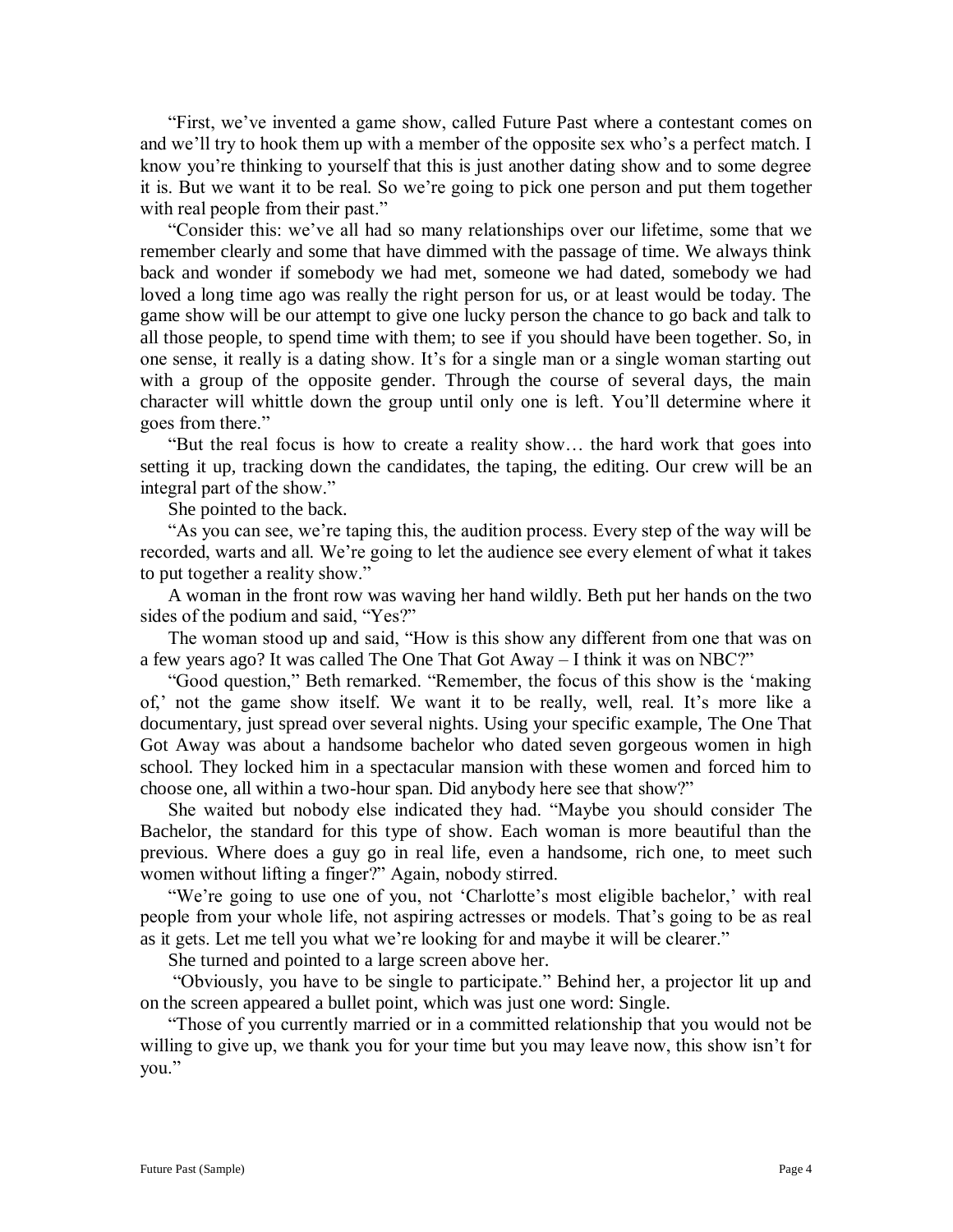"First, we've invented a game show, called Future Past where a contestant comes on and we'll try to hook them up with a member of the opposite sex who's a perfect match. I know you're thinking to yourself that this is just another dating show and to some degree it is. But we want it to be real. So we're going to pick one person and put them together with real people from their past."

"Consider this: we've all had so many relationships over our lifetime, some that we remember clearly and some that have dimmed with the passage of time. We always think back and wonder if somebody we had met, someone we had dated, somebody we had loved a long time ago was really the right person for us, or at least would be today. The game show will be our attempt to give one lucky person the chance to go back and talk to all those people, to spend time with them; to see if you should have been together. So, in one sense, it really is a dating show. It's for a single man or a single woman starting out with a group of the opposite gender. Through the course of several days, the main character will whittle down the group until only one is left. You'll determine where it goes from there."

"But the real focus is how to create a reality show… the hard work that goes into setting it up, tracking down the candidates, the taping, the editing. Our crew will be an integral part of the show."

She pointed to the back.

"As you can see, we're taping this, the audition process. Every step of the way will be recorded, warts and all. We're going to let the audience see every element of what it takes to put together a reality show."

A woman in the front row was waving her hand wildly. Beth put her hands on the two sides of the podium and said, "Yes?"

The woman stood up and said, "How is this show any different from one that was on a few years ago? It was called The One That Got Away – I think it was on NBC?"

"Good question," Beth remarked. "Remember, the focus of this show is the 'making of,' not the game show itself. We want it to be really, well, real. It's more like a documentary, just spread over several nights. Using your specific example, The One That Got Away was about a handsome bachelor who dated seven gorgeous women in high school. They locked him in a spectacular mansion with these women and forced him to choose one, all within a two-hour span. Did anybody here see that show?"

She waited but nobody else indicated they had. "Maybe you should consider The Bachelor, the standard for this type of show. Each woman is more beautiful than the previous. Where does a guy go in real life, even a handsome, rich one, to meet such women without lifting a finger?" Again, nobody stirred.

"We're going to use one of you, not 'Charlotte's most eligible bachelor,' with real people from your whole life, not aspiring actresses or models. That's going to be as real as it gets. Let me tell you what we're looking for and maybe it will be clearer."

She turned and pointed to a large screen above her.

"Obviously, you have to be single to participate." Behind her, a projector lit up and on the screen appeared a bullet point, which was just one word: Single.

"Those of you currently married or in a committed relationship that you would not be willing to give up, we thank you for your time but you may leave now, this show isn't for you."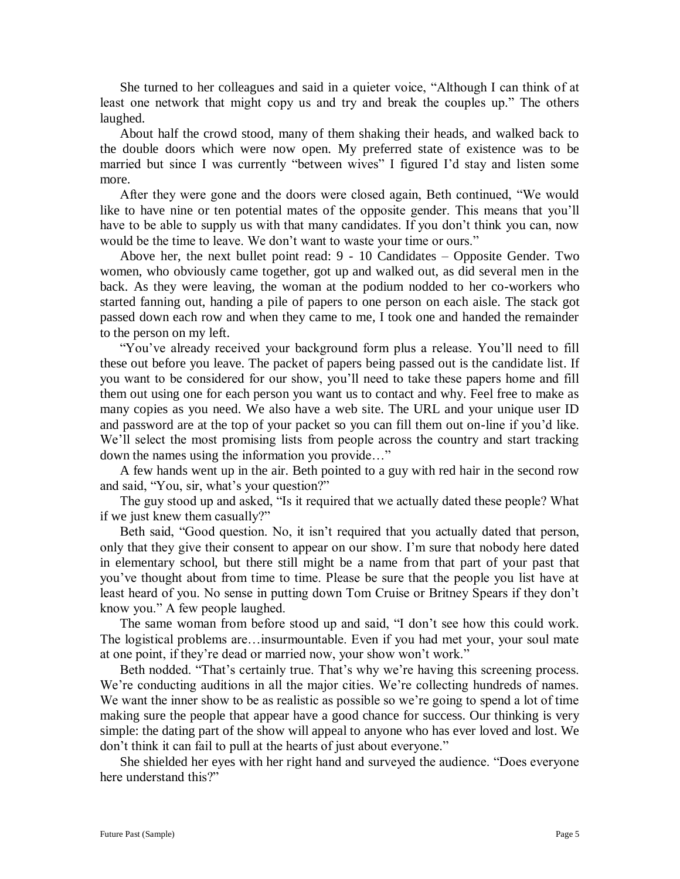She turned to her colleagues and said in a quieter voice, "Although I can think of at least one network that might copy us and try and break the couples up." The others laughed.

About half the crowd stood, many of them shaking their heads, and walked back to the double doors which were now open. My preferred state of existence was to be married but since I was currently "between wives" I figured I'd stay and listen some more.

After they were gone and the doors were closed again, Beth continued, "We would like to have nine or ten potential mates of the opposite gender. This means that you'll have to be able to supply us with that many candidates. If you don't think you can, now would be the time to leave. We don't want to waste your time or ours."

Above her, the next bullet point read: 9 - 10 Candidates – Opposite Gender. Two women, who obviously came together, got up and walked out, as did several men in the back. As they were leaving, the woman at the podium nodded to her co-workers who started fanning out, handing a pile of papers to one person on each aisle. The stack got passed down each row and when they came to me, I took one and handed the remainder to the person on my left.

"You've already received your background form plus a release. You'll need to fill these out before you leave. The packet of papers being passed out is the candidate list. If you want to be considered for our show, you'll need to take these papers home and fill them out using one for each person you want us to contact and why. Feel free to make as many copies as you need. We also have a web site. The URL and your unique user ID and password are at the top of your packet so you can fill them out on-line if you'd like. We'll select the most promising lists from people across the country and start tracking down the names using the information you provide…"

A few hands went up in the air. Beth pointed to a guy with red hair in the second row and said, "You, sir, what's your question?"

The guy stood up and asked, "Is it required that we actually dated these people? What if we just knew them casually?"

Beth said, "Good question. No, it isn't required that you actually dated that person, only that they give their consent to appear on our show. I'm sure that nobody here dated in elementary school, but there still might be a name from that part of your past that you've thought about from time to time. Please be sure that the people you list have at least heard of you. No sense in putting down Tom Cruise or Britney Spears if they don't know you." A few people laughed.

The same woman from before stood up and said, "I don't see how this could work. The logistical problems are…insurmountable. Even if you had met your, your soul mate at one point, if they're dead or married now, your show won't work."

Beth nodded. "That's certainly true. That's why we're having this screening process. We're conducting auditions in all the major cities. We're collecting hundreds of names. We want the inner show to be as realistic as possible so we're going to spend a lot of time making sure the people that appear have a good chance for success. Our thinking is very simple: the dating part of the show will appeal to anyone who has ever loved and lost. We don't think it can fail to pull at the hearts of just about everyone."

She shielded her eyes with her right hand and surveyed the audience. "Does everyone here understand this?"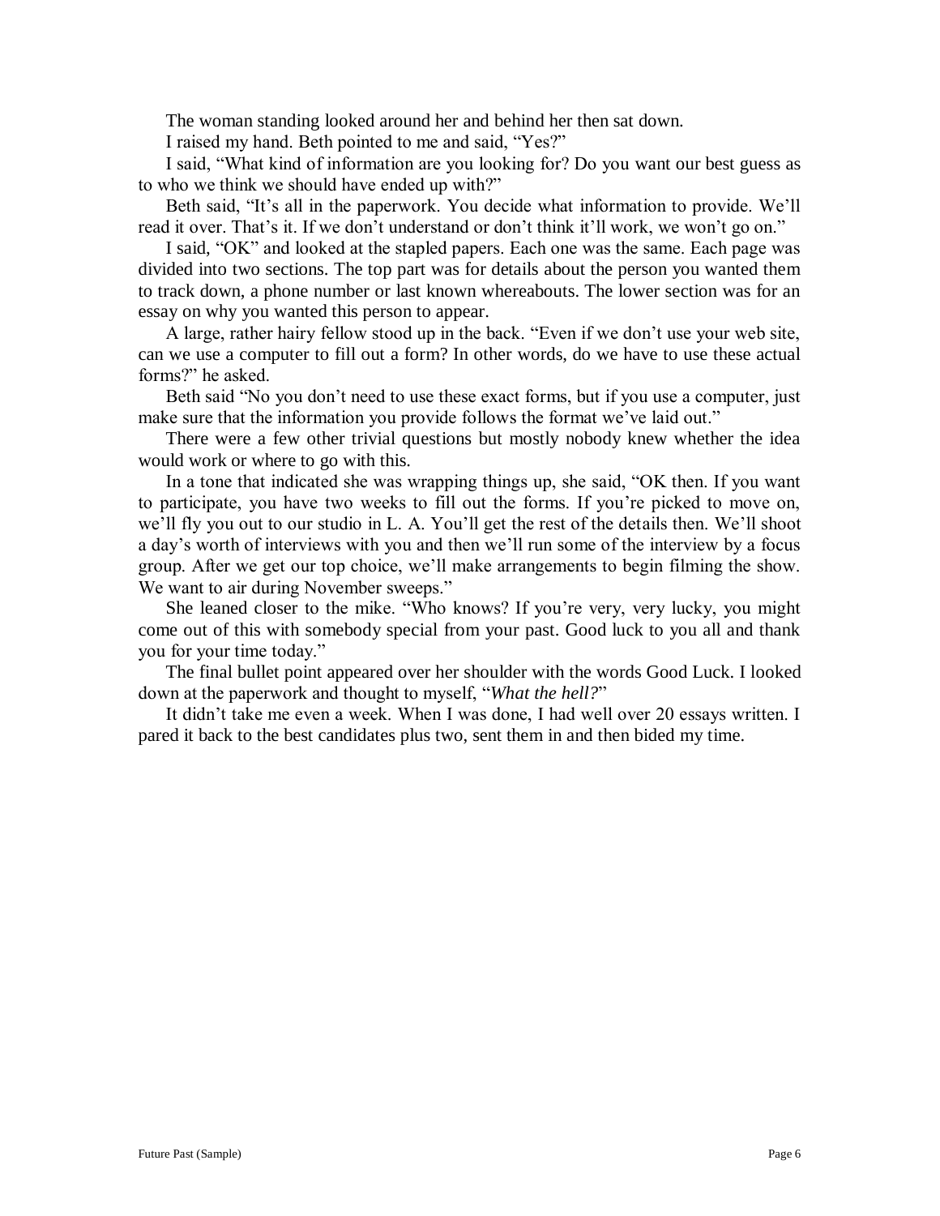The woman standing looked around her and behind her then sat down.

I raised my hand. Beth pointed to me and said, "Yes?"

I said, "What kind of information are you looking for? Do you want our best guess as to who we think we should have ended up with?"

Beth said, "It's all in the paperwork. You decide what information to provide. We'll read it over. That's it. If we don't understand or don't think it'll work, we won't go on."

I said, "OK" and looked at the stapled papers. Each one was the same. Each page was divided into two sections. The top part was for details about the person you wanted them to track down, a phone number or last known whereabouts. The lower section was for an essay on why you wanted this person to appear.

A large, rather hairy fellow stood up in the back. "Even if we don't use your web site, can we use a computer to fill out a form? In other words, do we have to use these actual forms?" he asked.

Beth said "No you don't need to use these exact forms, but if you use a computer, just make sure that the information you provide follows the format we've laid out."

There were a few other trivial questions but mostly nobody knew whether the idea would work or where to go with this.

In a tone that indicated she was wrapping things up, she said, "OK then. If you want to participate, you have two weeks to fill out the forms. If you're picked to move on, we'll fly you out to our studio in L. A. You'll get the rest of the details then. We'll shoot a day's worth of interviews with you and then we'll run some of the interview by a focus group. After we get our top choice, we'll make arrangements to begin filming the show. We want to air during November sweeps."

She leaned closer to the mike. "Who knows? If you're very, very lucky, you might come out of this with somebody special from your past. Good luck to you all and thank you for your time today."

The final bullet point appeared over her shoulder with the words Good Luck. I looked down at the paperwork and thought to myself, "*What the hell?*"

It didn't take me even a week. When I was done, I had well over 20 essays written. I pared it back to the best candidates plus two, sent them in and then bided my time.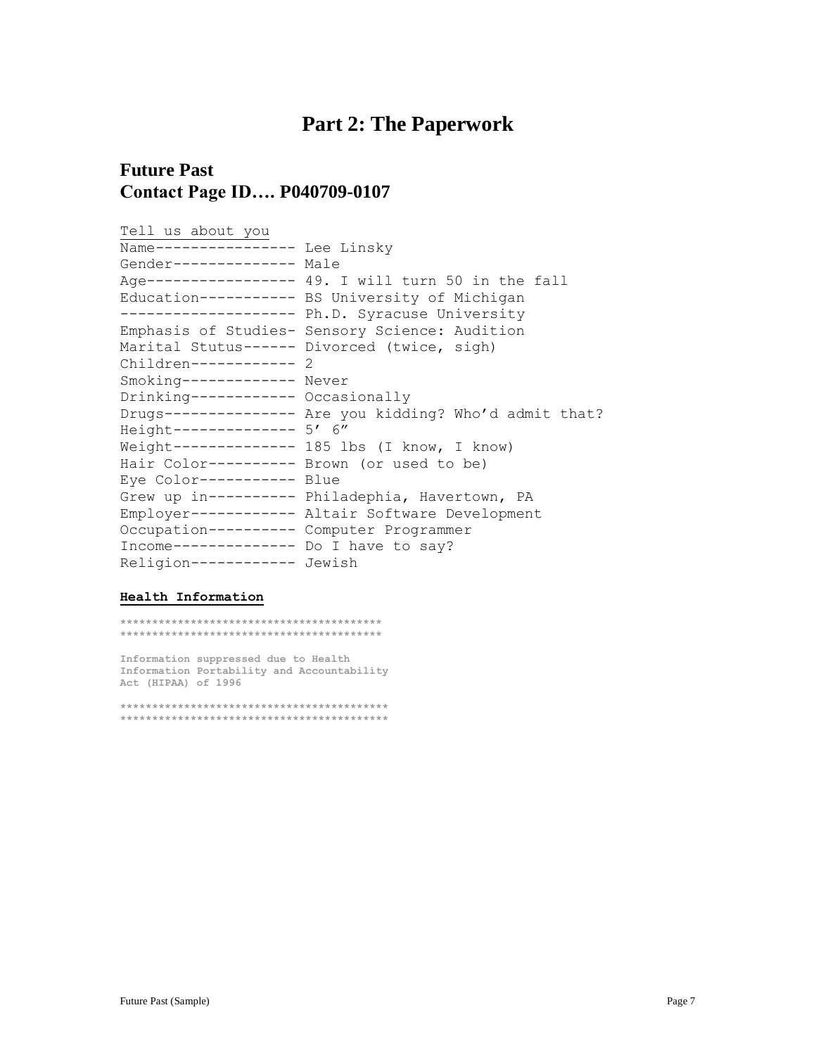# Part 2: The Paperwork

## Future Past
## Contact Page ID…. P040709-0107

```
Tell us about you
Name---------------- Lee Linsky
Gender-------------- Male
Age----------------- 49. I will turn 50 in the fall
Education----------- BS University of Michigan
-------------------- Ph.D. Syracuse University
Emphasis of Studies- Sensory Science: Audition
Marital Stutus------ Divorced (twice, sigh)
Children------------ 2
Smoking------------- Never
Drinking------------ Occasionally
Drugs--------------- Are you kidding? Who'd admit that?
Height-------------- 5' 6"
Weight-------------- 185 lbs (I know, I know)
Hair Color---------- Brown (or used to be)
Eye Color----------- Blue
Grew up in---------- Philadephia, Havertown, PA
Employer------------ Altair Software Development
Occupation---------- Computer Programmer
Income-------------- Do I have to say?
Religion------------ Jewish
```

**Health Information**

```
****************************************
****************************************

Information suppressed due to Health
Information Portability and Accountability
Act (HIPAA) of 1996

*****************************************
*****************************************
```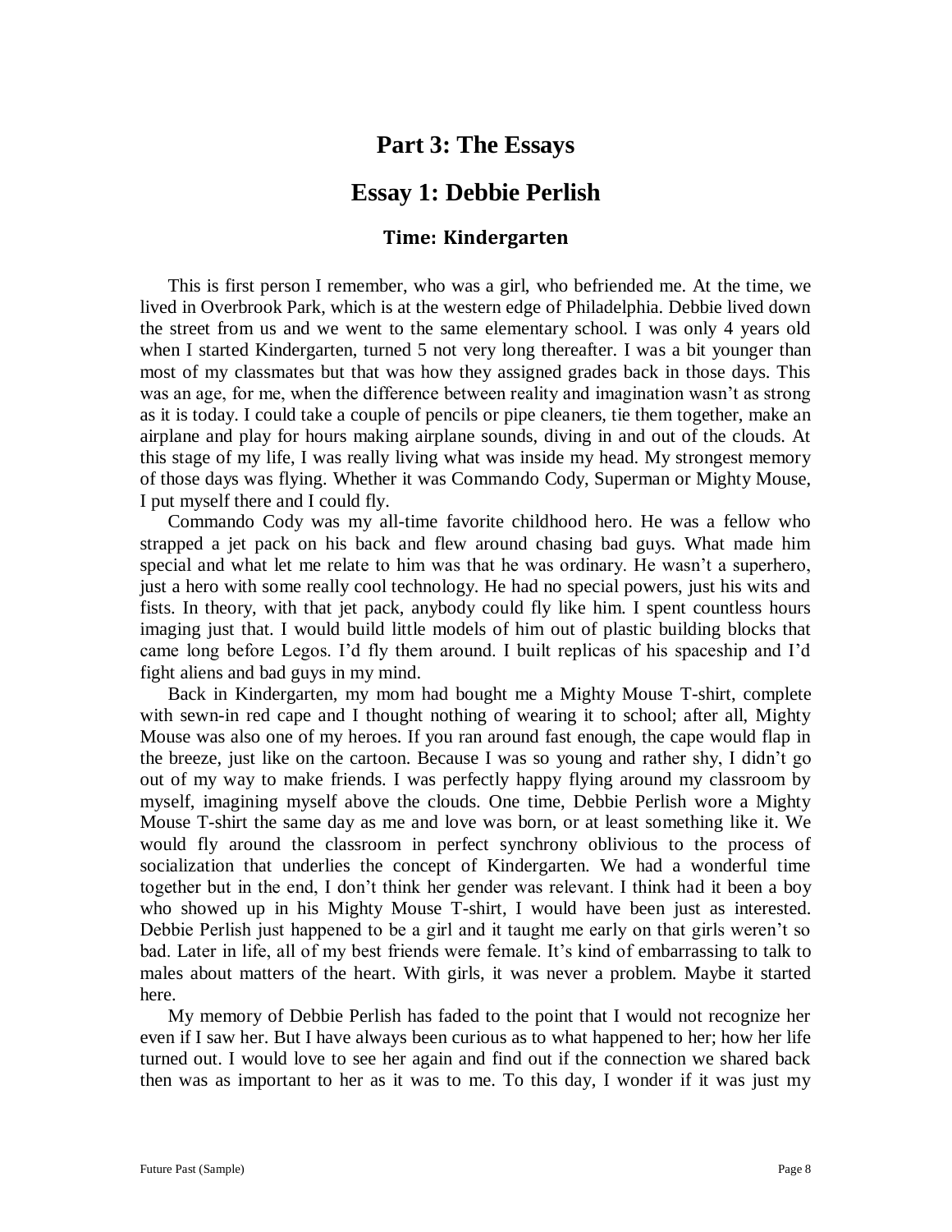# Part 3: The Essays

## Essay 1: Debbie Perlish

### Time: Kindergarten

This is first person I remember, who was a girl, who befriended me. At the time, we lived in Overbrook Park, which is at the western edge of Philadelphia. Debbie lived down the street from us and we went to the same elementary school. I was only 4 years old when I started Kindergarten, turned 5 not very long thereafter. I was a bit younger than most of my classmates but that was how they assigned grades back in those days. This was an age, for me, when the difference between reality and imagination wasn't as strong as it is today. I could take a couple of pencils or pipe cleaners, tie them together, make an airplane and play for hours making airplane sounds, diving in and out of the clouds. At this stage of my life, I was really living what was inside my head. My strongest memory of those days was flying. Whether it was Commando Cody, Superman or Mighty Mouse, I put myself there and I could fly.

Commando Cody was my all-time favorite childhood hero. He was a fellow who strapped a jet pack on his back and flew around chasing bad guys. What made him special and what let me relate to him was that he was ordinary. He wasn't a superhero, just a hero with some really cool technology. He had no special powers, just his wits and fists. In theory, with that jet pack, anybody could fly like him. I spent countless hours imaging just that. I would build little models of him out of plastic building blocks that came long before Legos. I'd fly them around. I built replicas of his spaceship and I'd fight aliens and bad guys in my mind.

Back in Kindergarten, my mom had bought me a Mighty Mouse T-shirt, complete with sewn-in red cape and I thought nothing of wearing it to school; after all, Mighty Mouse was also one of my heroes. If you ran around fast enough, the cape would flap in the breeze, just like on the cartoon. Because I was so young and rather shy, I didn't go out of my way to make friends. I was perfectly happy flying around my classroom by myself, imagining myself above the clouds. One time, Debbie Perlish wore a Mighty Mouse T-shirt the same day as me and love was born, or at least something like it. We would fly around the classroom in perfect synchrony oblivious to the process of socialization that underlies the concept of Kindergarten. We had a wonderful time together but in the end, I don't think her gender was relevant. I think had it been a boy who showed up in his Mighty Mouse T-shirt, I would have been just as interested. Debbie Perlish just happened to be a girl and it taught me early on that girls weren't so bad. Later in life, all of my best friends were female. It's kind of embarrassing to talk to males about matters of the heart. With girls, it was never a problem. Maybe it started here.

My memory of Debbie Perlish has faded to the point that I would not recognize her even if I saw her. But I have always been curious as to what happened to her; how her life turned out. I would love to see her again and find out if the connection we shared back then was as important to her as it was to me. To this day, I wonder if it was just my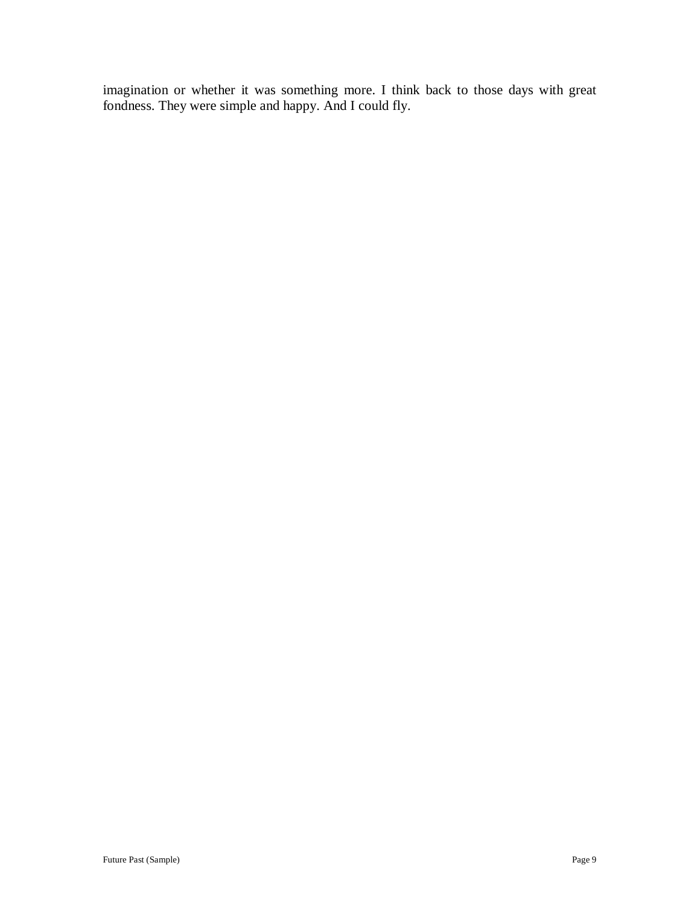imagination or whether it was something more. I think back to those days with great fondness. They were simple and happy. And I could fly.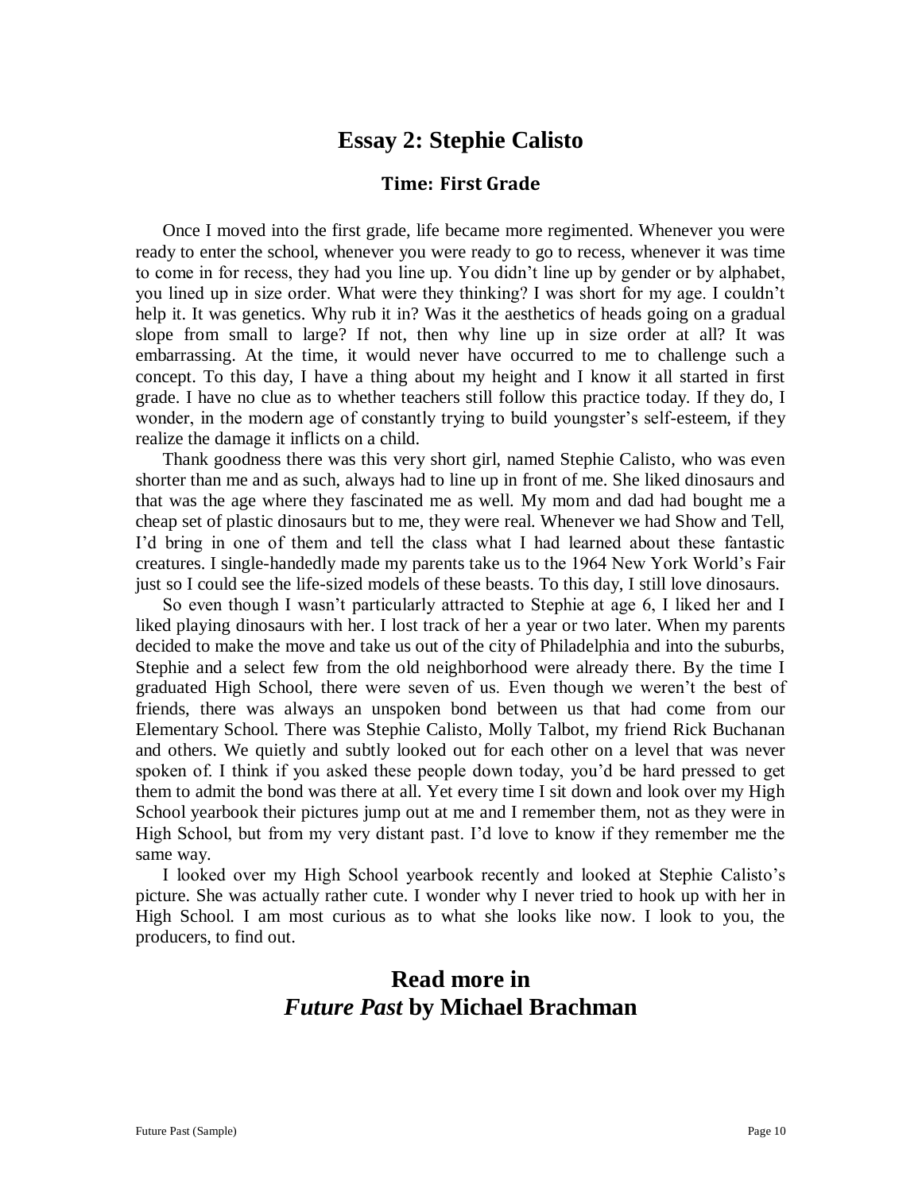## Essay 2: Stephie Calisto

### Time: First Grade

Once I moved into the first grade, life became more regimented. Whenever you were ready to enter the school, whenever you were ready to go to recess, whenever it was time to come in for recess, they had you line up. You didn't line up by gender or by alphabet, you lined up in size order. What were they thinking? I was short for my age. I couldn't help it. It was genetics. Why rub it in? Was it the aesthetics of heads going on a gradual slope from small to large? If not, then why line up in size order at all? It was embarrassing. At the time, it would never have occurred to me to challenge such a concept. To this day, I have a thing about my height and I know it all started in first grade. I have no clue as to whether teachers still follow this practice today. If they do, I wonder, in the modern age of constantly trying to build youngster's self-esteem, if they realize the damage it inflicts on a child.

Thank goodness there was this very short girl, named Stephie Calisto, who was even shorter than me and as such, always had to line up in front of me. She liked dinosaurs and that was the age where they fascinated me as well. My mom and dad had bought me a cheap set of plastic dinosaurs but to me, they were real. Whenever we had Show and Tell, I'd bring in one of them and tell the class what I had learned about these fantastic creatures. I single-handedly made my parents take us to the 1964 New York World's Fair just so I could see the life-sized models of these beasts. To this day, I still love dinosaurs.

So even though I wasn't particularly attracted to Stephie at age 6, I liked her and I liked playing dinosaurs with her. I lost track of her a year or two later. When my parents decided to make the move and take us out of the city of Philadelphia and into the suburbs, Stephie and a select few from the old neighborhood were already there. By the time I graduated High School, there were seven of us. Even though we weren't the best of friends, there was always an unspoken bond between us that had come from our Elementary School. There was Stephie Calisto, Molly Talbot, my friend Rick Buchanan and others. We quietly and subtly looked out for each other on a level that was never spoken of. I think if you asked these people down today, you'd be hard pressed to get them to admit the bond was there at all. Yet every time I sit down and look over my High School yearbook their pictures jump out at me and I remember them, not as they were in High School, but from my very distant past. I'd love to know if they remember me the same way.

I looked over my High School yearbook recently and looked at Stephie Calisto's picture. She was actually rather cute. I wonder why I never tried to hook up with her in High School. I am most curious as to what she looks like now. I look to you, the producers, to find out.

## Read more in *Future Past* by Michael Brachman